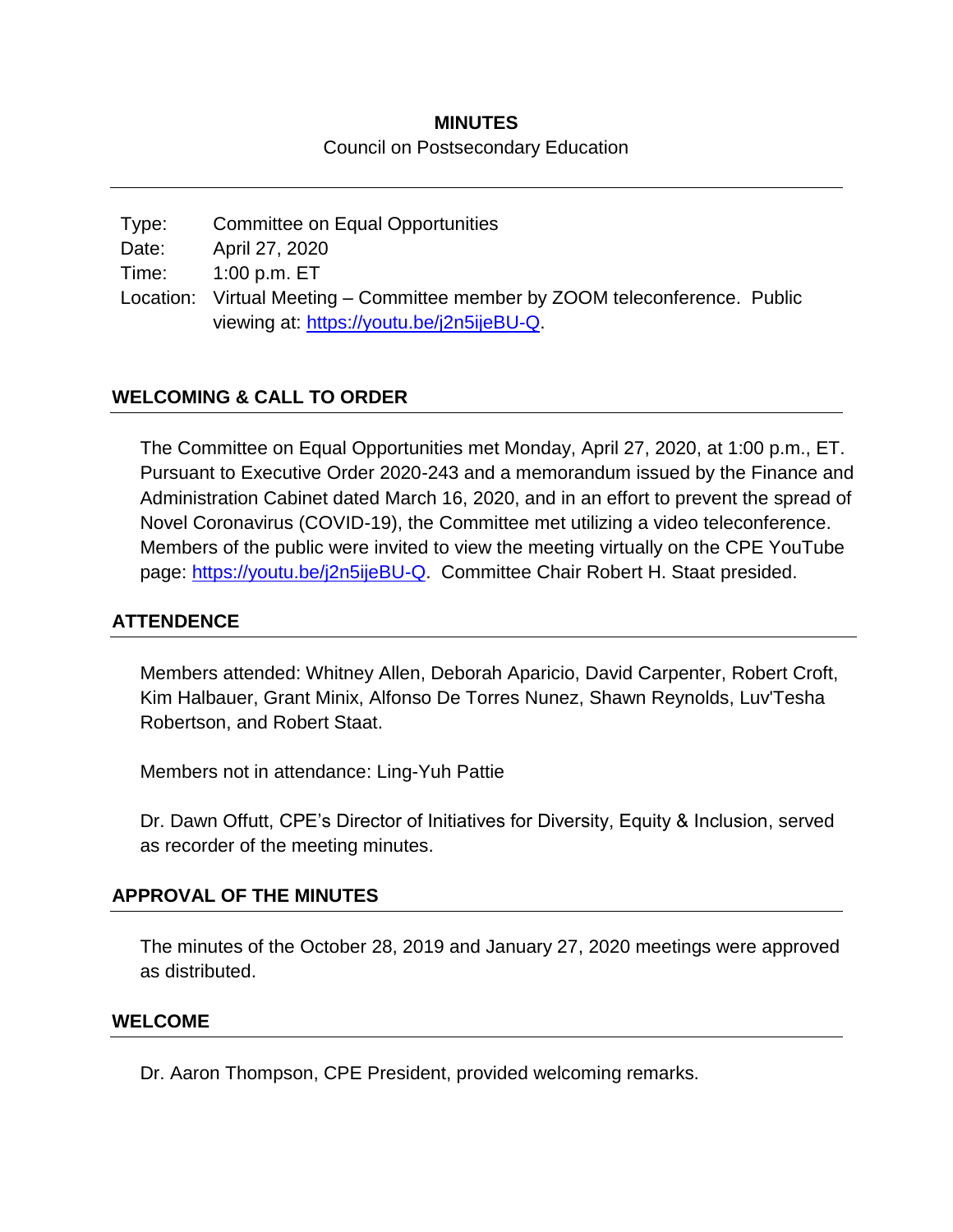**MINUTES**

Council on Postsecondary Education

---

| Type: | Committee on Equal Opportunities |
|---|---|
| Date: | April 27, 2020 |
| Time: | 1:00 p.m. ET |
| Location: | Virtual Meeting – Committee member by ZOOM teleconference. Public viewing at: [https://youtu.be/j2n5ijeBU-Q](https://youtu.be/j2n5ijeBU-Q). |

## WELCOMING & CALL TO ORDER

The Committee on Equal Opportunities met Monday, April 27, 2020, at 1:00 p.m., ET. Pursuant to Executive Order 2020-243 and a memorandum issued by the Finance and Administration Cabinet dated March 16, 2020, and in an effort to prevent the spread of Novel Coronavirus (COVID-19), the Committee met utilizing a video teleconference. Members of the public were invited to view the meeting virtually on the CPE YouTube page: [https://youtu.be/j2n5ijeBU-Q](https://youtu.be/j2n5ijeBU-Q). Committee Chair Robert H. Staat presided.

## ATTENDENCE

Members attended: Whitney Allen, Deborah Aparicio, David Carpenter, Robert Croft, Kim Halbauer, Grant Minix, Alfonso De Torres Nunez, Shawn Reynolds, Luv'Tesha Robertson, and Robert Staat.

Members not in attendance: Ling-Yuh Pattie

Dr. Dawn Offutt, CPE's Director of Initiatives for Diversity, Equity & Inclusion, served as recorder of the meeting minutes.

## APPROVAL OF THE MINUTES

The minutes of the October 28, 2019 and January 27, 2020 meetings were approved as distributed.

## WELCOME

Dr. Aaron Thompson, CPE President, provided welcoming remarks.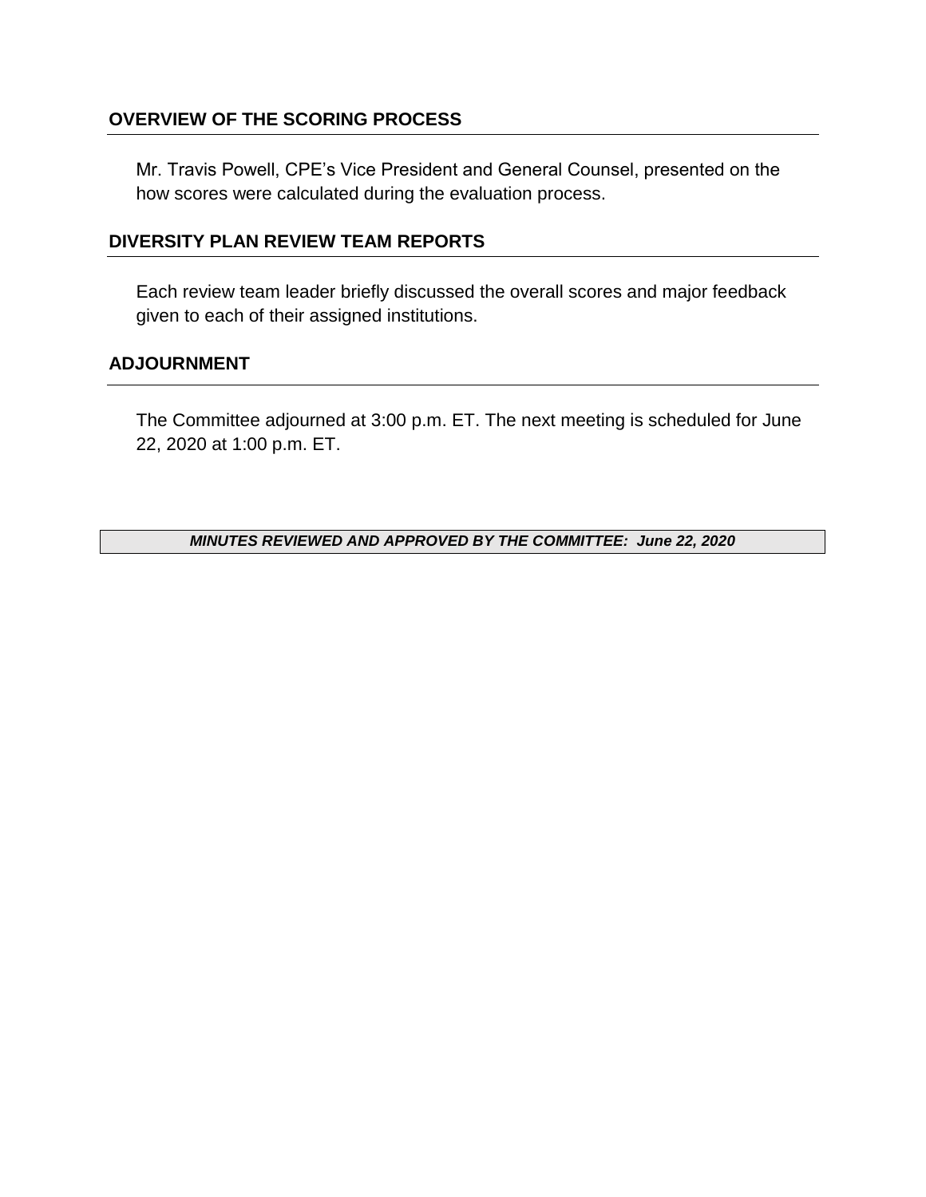## OVERVIEW OF THE SCORING PROCESS

Mr. Travis Powell, CPE's Vice President and General Counsel, presented on the how scores were calculated during the evaluation process.

## DIVERSITY PLAN REVIEW TEAM REPORTS

Each review team leader briefly discussed the overall scores and major feedback given to each of their assigned institutions.

## ADJOURNMENT

The Committee adjourned at 3:00 p.m. ET. The next meeting is scheduled for June 22, 2020 at 1:00 p.m. ET.

***MINUTES REVIEWED AND APPROVED BY THE COMMITTEE: June 22, 2020***